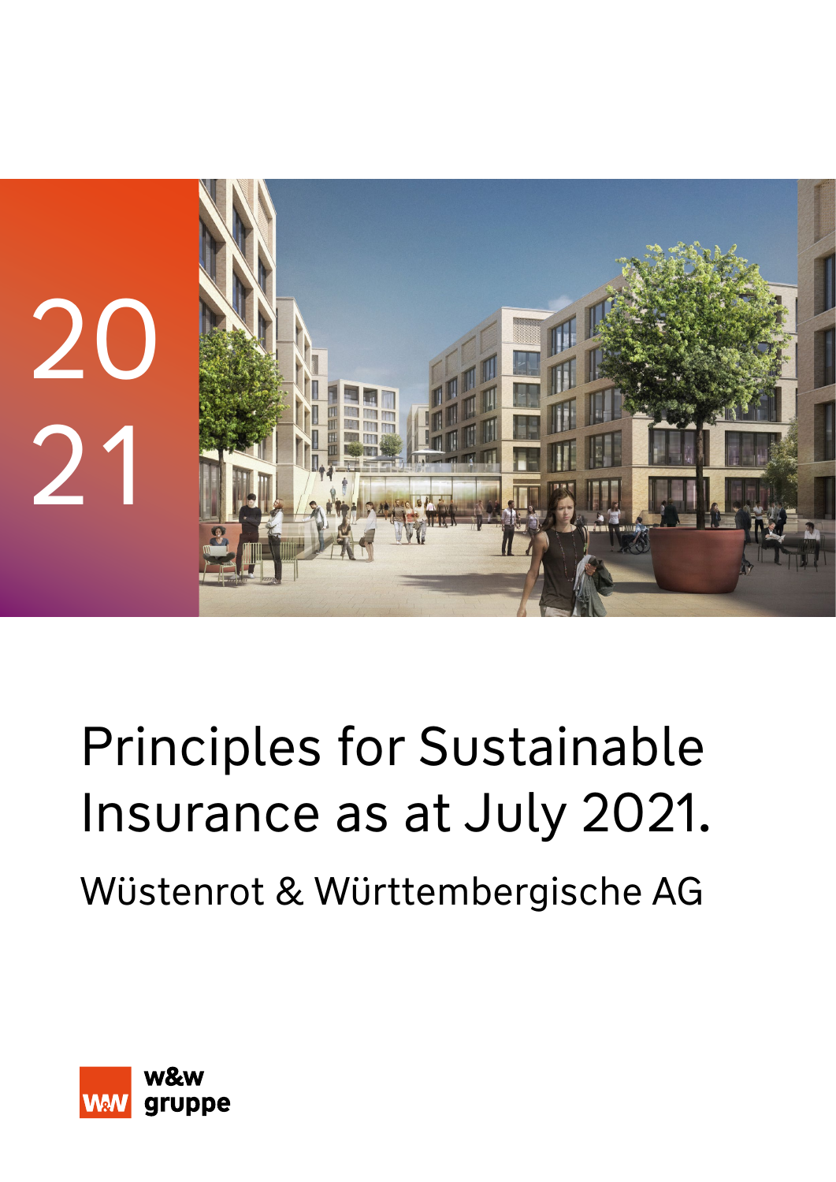2021

# Principles for Sustainable Insurance as at July 2021.

Wüstenrot & Württembergische AG

w&w gruppe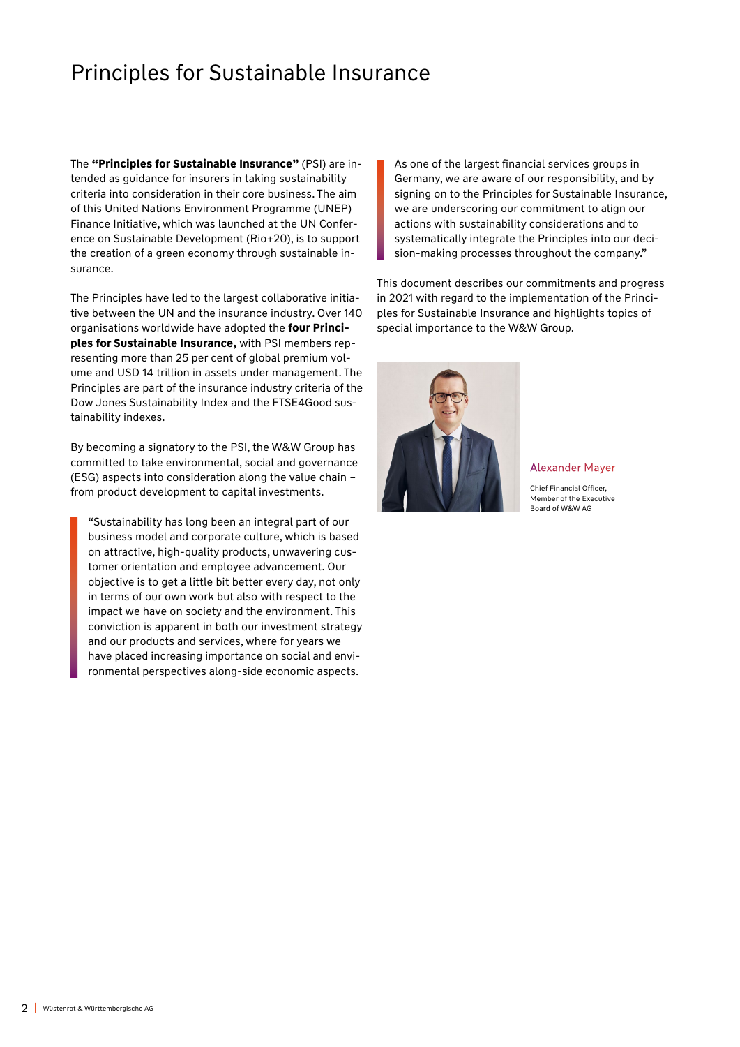# Principles for Sustainable Insurance

The **"Principles for Sustainable Insurance"** (PSI) are intended as guidance for insurers in taking sustainability criteria into consideration in their core business. The aim of this United Nations Environment Programme (UNEP) Finance Initiative, which was launched at the UN Conference on Sustainable Development (Rio+20), is to support the creation of a green economy through sustainable insurance.

The Principles have led to the largest collaborative initiative between the UN and the insurance industry. Over 140 organisations worldwide have adopted the **four Principles for Sustainable Insurance,** with PSI members representing more than 25 per cent of global premium volume and USD 14 trillion in assets under management. The Principles are part of the insurance industry criteria of the Dow Jones Sustainability Index and the FTSE4Good sustainability indexes.

By becoming a signatory to the PSI, the W&W Group has committed to take environmental, social and governance (ESG) aspects into consideration along the value chain – from product development to capital investments.

> "Sustainability has long been an integral part of our business model and corporate culture, which is based on attractive, high-quality products, unwavering customer orientation and employee advancement. Our objective is to get a little bit better every day, not only in terms of our own work but also with respect to the impact we have on society and the environment. This conviction is apparent in both our investment strategy and our products and services, where for years we have placed increasing importance on social and environmental perspectives along-side economic aspects.
>
> As one of the largest financial services groups in Germany, we are aware of our responsibility, and by signing on to the Principles for Sustainable Insurance, we are underscoring our commitment to align our actions with sustainability considerations and to systematically integrate the Principles into our decision-making processes throughout the company."

This document describes our commitments and progress in 2021 with regard to the implementation of the Principles for Sustainable Insurance and highlights topics of special importance to the W&W Group.

Alexander Mayer

Chief Financial Officer,
Member of the Executive
Board of W&W AG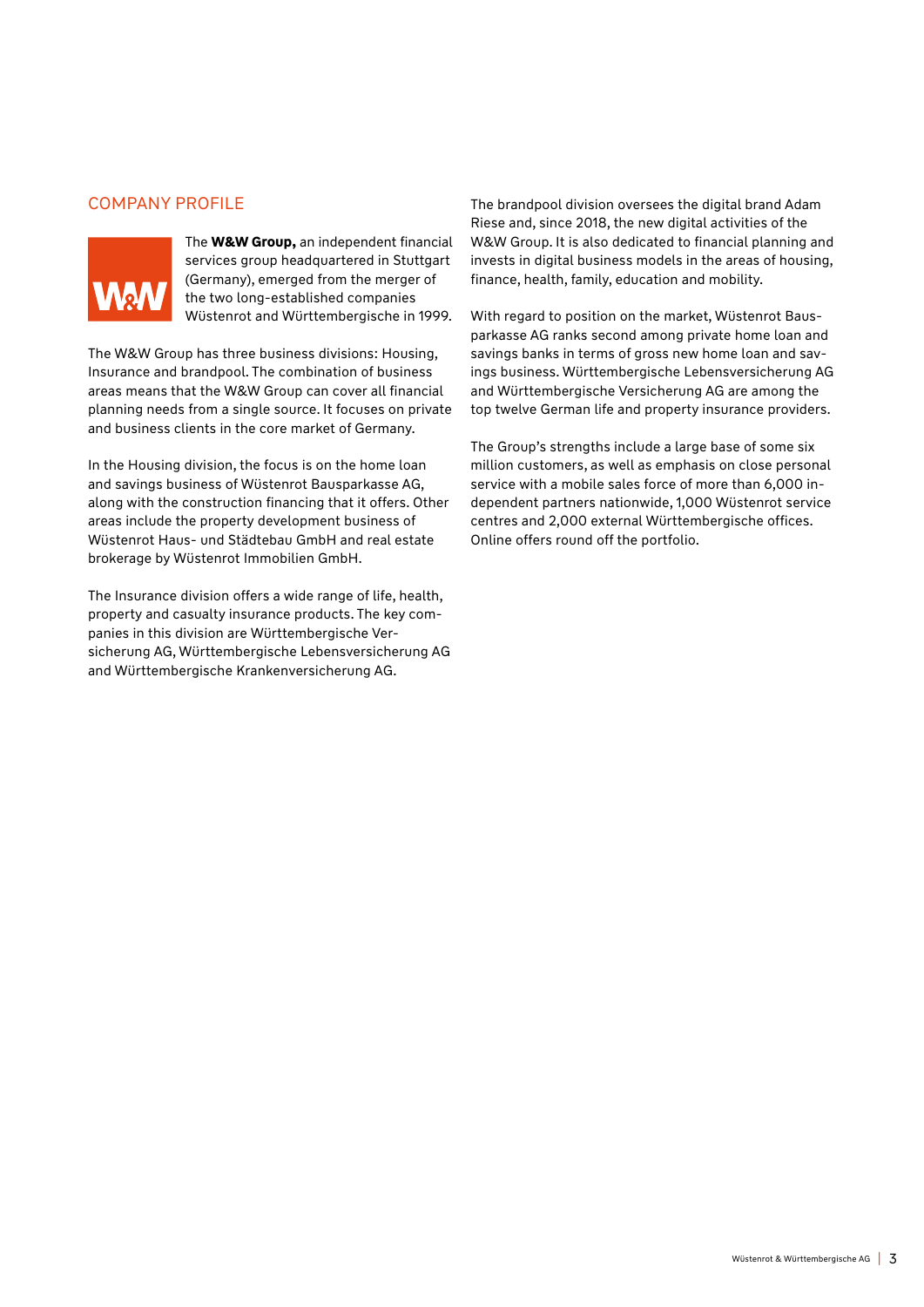## COMPANY PROFILE

The **W&W Group,** an independent financial services group headquartered in Stuttgart (Germany), emerged from the merger of the two long-established companies Wüstenrot and Württembergische in 1999.

The W&W Group has three business divisions: Housing, Insurance and brandpool. The combination of business areas means that the W&W Group can cover all financial planning needs from a single source. It focuses on private and business clients in the core market of Germany.

In the Housing division, the focus is on the home loan and savings business of Wüstenrot Bausparkasse AG, along with the construction financing that it offers. Other areas include the property development business of Wüstenrot Haus- und Städtebau GmbH and real estate brokerage by Wüstenrot Immobilien GmbH.

The Insurance division offers a wide range of life, health, property and casualty insurance products. The key companies in this division are Württembergische Versicherung AG, Württembergische Lebensversicherung AG and Württembergische Krankenversicherung AG.

The brandpool division oversees the digital brand Adam Riese and, since 2018, the new digital activities of the W&W Group. It is also dedicated to financial planning and invests in digital business models in the areas of housing, finance, health, family, education and mobility.

With regard to position on the market, Wüstenrot Bausparkasse AG ranks second among private home loan and savings banks in terms of gross new home loan and savings business. Württembergische Lebensversicherung AG and Württembergische Versicherung AG are among the top twelve German life and property insurance providers.

The Group's strengths include a large base of some six million customers, as well as emphasis on close personal service with a mobile sales force of more than 6,000 independent partners nationwide, 1,000 Wüstenrot service centres and 2,000 external Württembergische offices. Online offers round off the portfolio.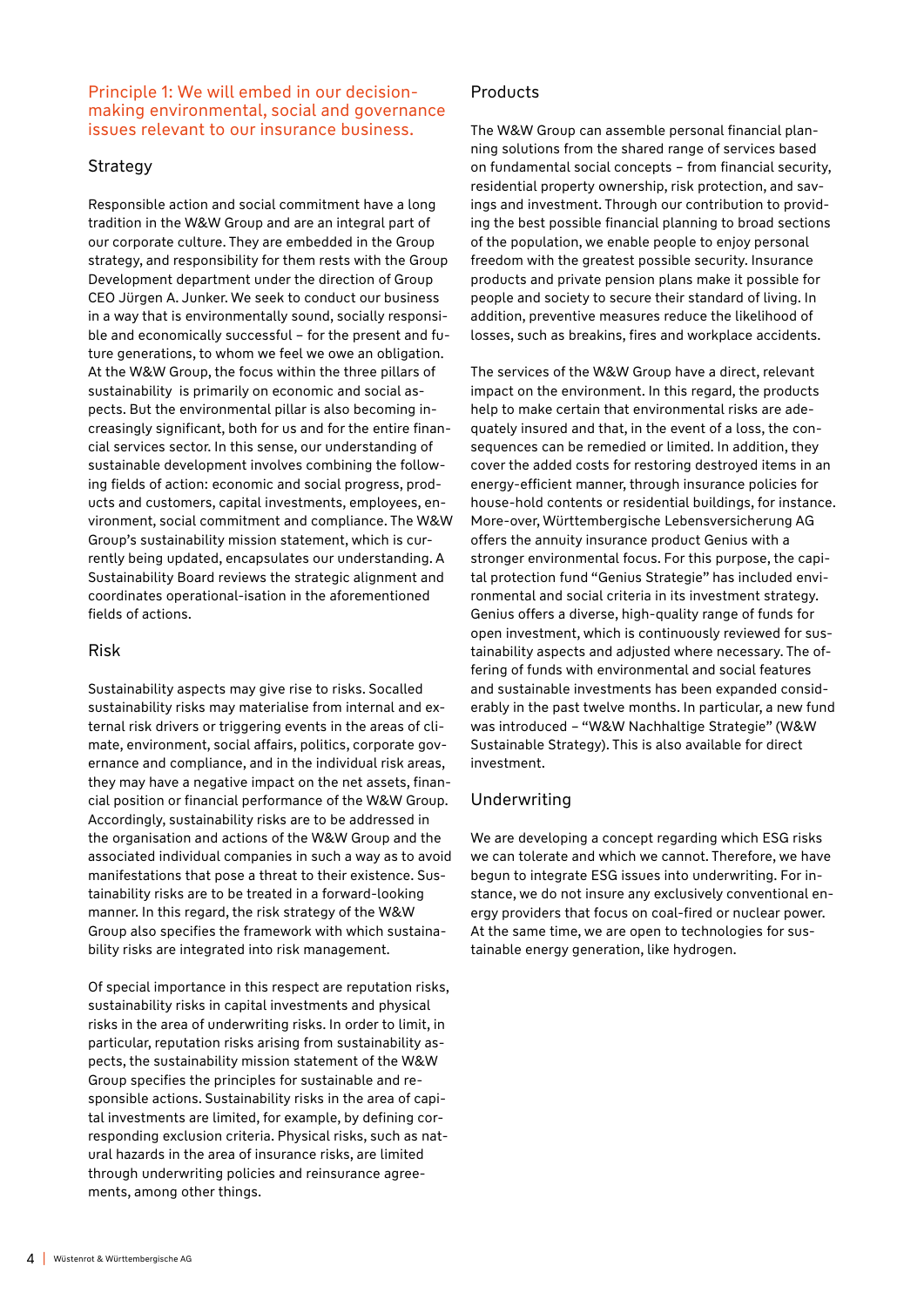## Principle 1: We will embed in our decision-making environmental, social and governance issues relevant to our insurance business.

### Strategy

Responsible action and social commitment have a long tradition in the W&W Group and are an integral part of our corporate culture. They are embedded in the Group strategy, and responsibility for them rests with the Group Development department under the direction of Group CEO Jürgen A. Junker. We seek to conduct our business in a way that is environmentally sound, socially responsible and economically successful – for the present and future generations, to whom we feel we owe an obligation. At the W&W Group, the focus within the three pillars of sustainability is primarily on economic and social aspects. But the environmental pillar is also becoming increasingly significant, both for us and for the entire financial services sector. In this sense, our understanding of sustainable development involves combining the following fields of action: economic and social progress, products and customers, capital investments, employees, environment, social commitment and compliance. The W&W Group's sustainability mission statement, which is currently being updated, encapsulates our understanding. A Sustainability Board reviews the strategic alignment and coordinates operational-isation in the aforementioned fields of actions.

### Risk

Sustainability aspects may give rise to risks. Socalled sustainability risks may materialise from internal and external risk drivers or triggering events in the areas of climate, environment, social affairs, politics, corporate governance and compliance, and in the individual risk areas, they may have a negative impact on the net assets, financial position or financial performance of the W&W Group. Accordingly, sustainability risks are to be addressed in the organisation and actions of the W&W Group and the associated individual companies in such a way as to avoid manifestations that pose a threat to their existence. Sustainability risks are to be treated in a forward-looking manner. In this regard, the risk strategy of the W&W Group also specifies the framework with which sustainability risks are integrated into risk management.

Of special importance in this respect are reputation risks, sustainability risks in capital investments and physical risks in the area of underwriting risks. In order to limit, in particular, reputation risks arising from sustainability aspects, the sustainability mission statement of the W&W Group specifies the principles for sustainable and responsible actions. Sustainability risks in the area of capital investments are limited, for example, by defining corresponding exclusion criteria. Physical risks, such as natural hazards in the area of insurance risks, are limited through underwriting policies and reinsurance agreements, among other things.

### Products

The W&W Group can assemble personal financial planning solutions from the shared range of services based on fundamental social concepts – from financial security, residential property ownership, risk protection, and savings and investment. Through our contribution to providing the best possible financial planning to broad sections of the population, we enable people to enjoy personal freedom with the greatest possible security. Insurance products and private pension plans make it possible for people and society to secure their standard of living. In addition, preventive measures reduce the likelihood of losses, such as breakins, fires and workplace accidents.

The services of the W&W Group have a direct, relevant impact on the environment. In this regard, the products help to make certain that environmental risks are adequately insured and that, in the event of a loss, the consequences can be remedied or limited. In addition, they cover the added costs for restoring destroyed items in an energy-efficient manner, through insurance policies for house-hold contents or residential buildings, for instance. More-over, Württembergische Lebensversicherung AG offers the annuity insurance product Genius with a stronger environmental focus. For this purpose, the capital protection fund "Genius Strategie" has included environmental and social criteria in its investment strategy. Genius offers a diverse, high-quality range of funds for open investment, which is continuously reviewed for sustainability aspects and adjusted where necessary. The offering of funds with environmental and social features and sustainable investments has been expanded considerably in the past twelve months. In particular, a new fund was introduced – "W&W Nachhaltige Strategie" (W&W Sustainable Strategy). This is also available for direct investment.

### Underwriting

We are developing a concept regarding which ESG risks we can tolerate and which we cannot. Therefore, we have begun to integrate ESG issues into underwriting. For instance, we do not insure any exclusively conventional energy providers that focus on coal-fired or nuclear power. At the same time, we are open to technologies for sustainable energy generation, like hydrogen.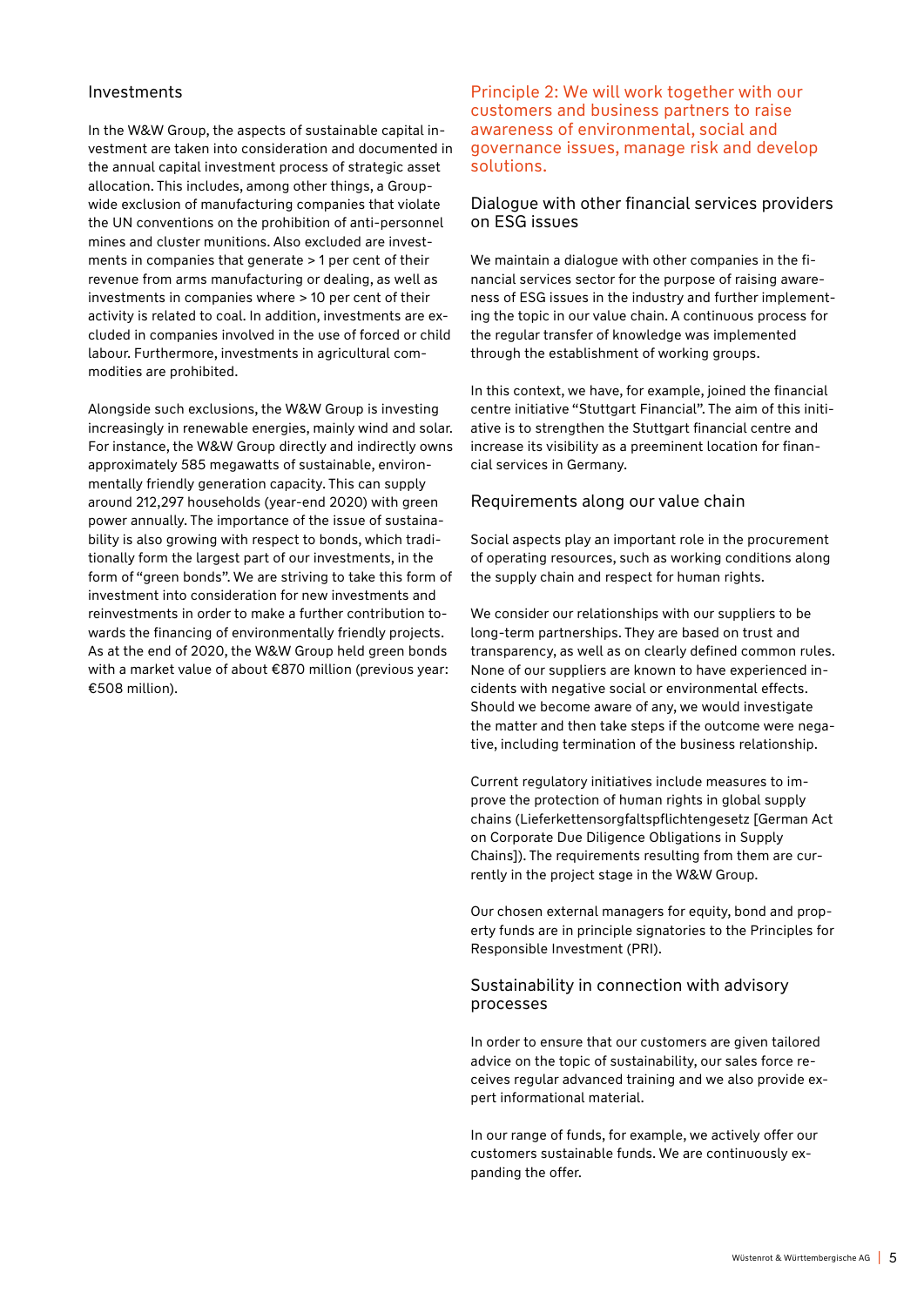## Investments

In the W&W Group, the aspects of sustainable capital investment are taken into consideration and documented in the annual capital investment process of strategic asset allocation. This includes, among other things, a Group-wide exclusion of manufacturing companies that violate the UN conventions on the prohibition of anti-personnel mines and cluster munitions. Also excluded are investments in companies that generate > 1 per cent of their revenue from arms manufacturing or dealing, as well as investments in companies where > 10 per cent of their activity is related to coal. In addition, investments are excluded in companies involved in the use of forced or child labour. Furthermore, investments in agricultural commodities are prohibited.

Alongside such exclusions, the W&W Group is investing increasingly in renewable energies, mainly wind and solar. For instance, the W&W Group directly and indirectly owns approximately 585 megawatts of sustainable, environmentally friendly generation capacity. This can supply around 212,297 households (year-end 2020) with green power annually. The importance of the issue of sustainability is also growing with respect to bonds, which traditionally form the largest part of our investments, in the form of "green bonds". We are striving to take this form of investment into consideration for new investments and reinvestments in order to make a further contribution towards the financing of environmentally friendly projects. As at the end of 2020, the W&W Group held green bonds with a market value of about €870 million (previous year: €508 million).

## Principle 2: We will work together with our customers and business partners to raise awareness of environmental, social and governance issues, manage risk and develop solutions.

### Dialogue with other financial services providers on ESG issues

We maintain a dialogue with other companies in the financial services sector for the purpose of raising awareness of ESG issues in the industry and further implementing the topic in our value chain. A continuous process for the regular transfer of knowledge was implemented through the establishment of working groups.

In this context, we have, for example, joined the financial centre initiative "Stuttgart Financial". The aim of this initiative is to strengthen the Stuttgart financial centre and increase its visibility as a preeminent location for financial services in Germany.

### Requirements along our value chain

Social aspects play an important role in the procurement of operating resources, such as working conditions along the supply chain and respect for human rights.

We consider our relationships with our suppliers to be long-term partnerships. They are based on trust and transparency, as well as on clearly defined common rules. None of our suppliers are known to have experienced incidents with negative social or environmental effects. Should we become aware of any, we would investigate the matter and then take steps if the outcome were negative, including termination of the business relationship.

Current regulatory initiatives include measures to improve the protection of human rights in global supply chains (Lieferkettensorgfaltspflichtengesetz [German Act on Corporate Due Diligence Obligations in Supply Chains]). The requirements resulting from them are currently in the project stage in the W&W Group.

Our chosen external managers for equity, bond and property funds are in principle signatories to the Principles for Responsible Investment (PRI).

### Sustainability in connection with advisory processes

In order to ensure that our customers are given tailored advice on the topic of sustainability, our sales force receives regular advanced training and we also provide expert informational material.

In our range of funds, for example, we actively offer our customers sustainable funds. We are continuously expanding the offer.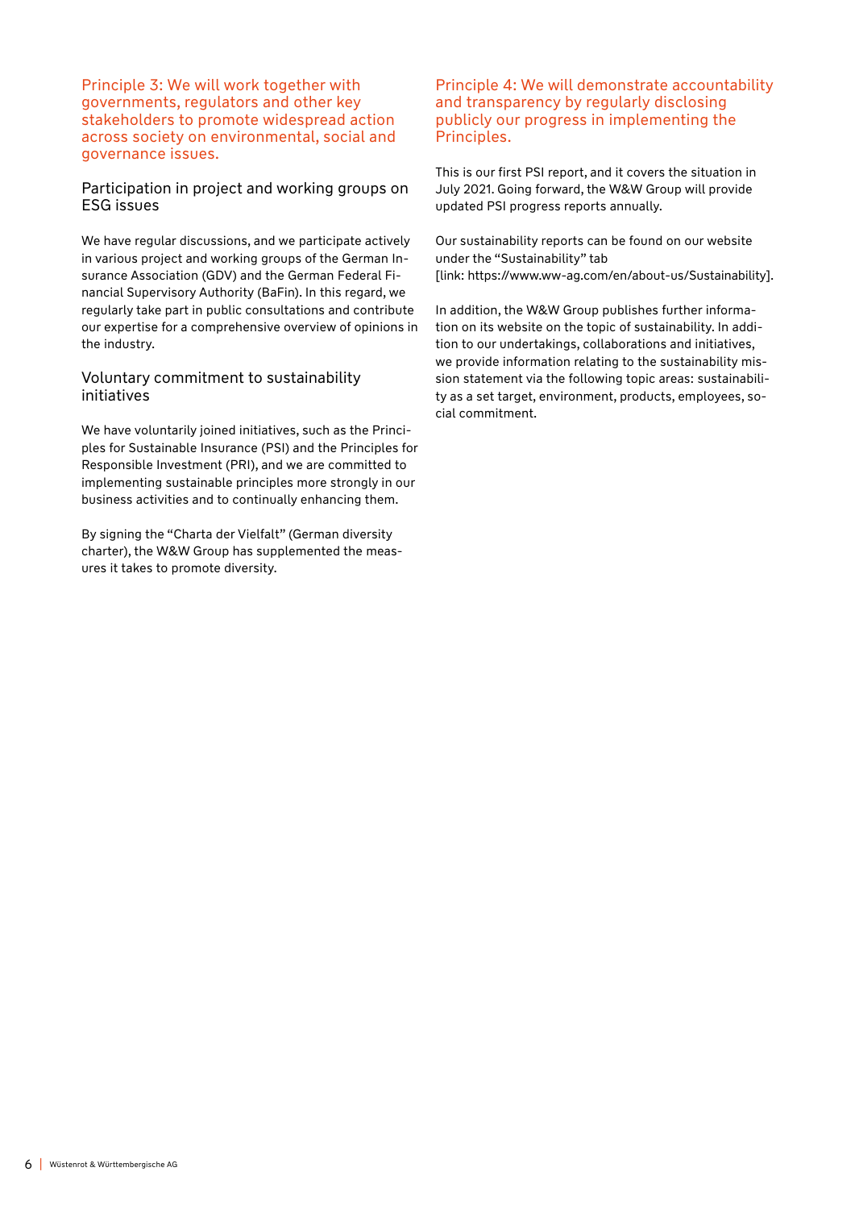## Principle 3: We will work together with governments, regulators and other key stakeholders to promote widespread action across society on environmental, social and governance issues.

### Participation in project and working groups on ESG issues

We have regular discussions, and we participate actively in various project and working groups of the German Insurance Association (GDV) and the German Federal Financial Supervisory Authority (BaFin). In this regard, we regularly take part in public consultations and contribute our expertise for a comprehensive overview of opinions in the industry.

### Voluntary commitment to sustainability initiatives

We have voluntarily joined initiatives, such as the Principles for Sustainable Insurance (PSI) and the Principles for Responsible Investment (PRI), and we are committed to implementing sustainable principles more strongly in our business activities and to continually enhancing them.

By signing the "Charta der Vielfalt" (German diversity charter), the W&W Group has supplemented the measures it takes to promote diversity.

## Principle 4: We will demonstrate accountability and transparency by regularly disclosing publicly our progress in implementing the Principles.

This is our first PSI report, and it covers the situation in July 2021. Going forward, the W&W Group will provide updated PSI progress reports annually.

Our sustainability reports can be found on our website under the "Sustainability" tab [link: https://www.ww-ag.com/en/about-us/Sustainability].

In addition, the W&W Group publishes further information on its website on the topic of sustainability. In addition to our undertakings, collaborations and initiatives, we provide information relating to the sustainability mission statement via the following topic areas: sustainability as a set target, environment, products, employees, social commitment.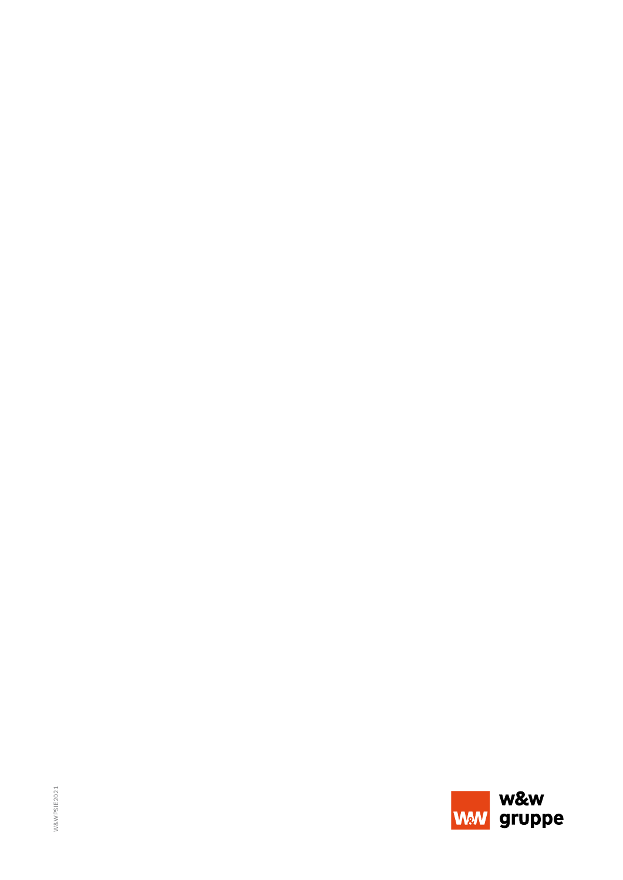W&WPSIE2021

w&w gruppe